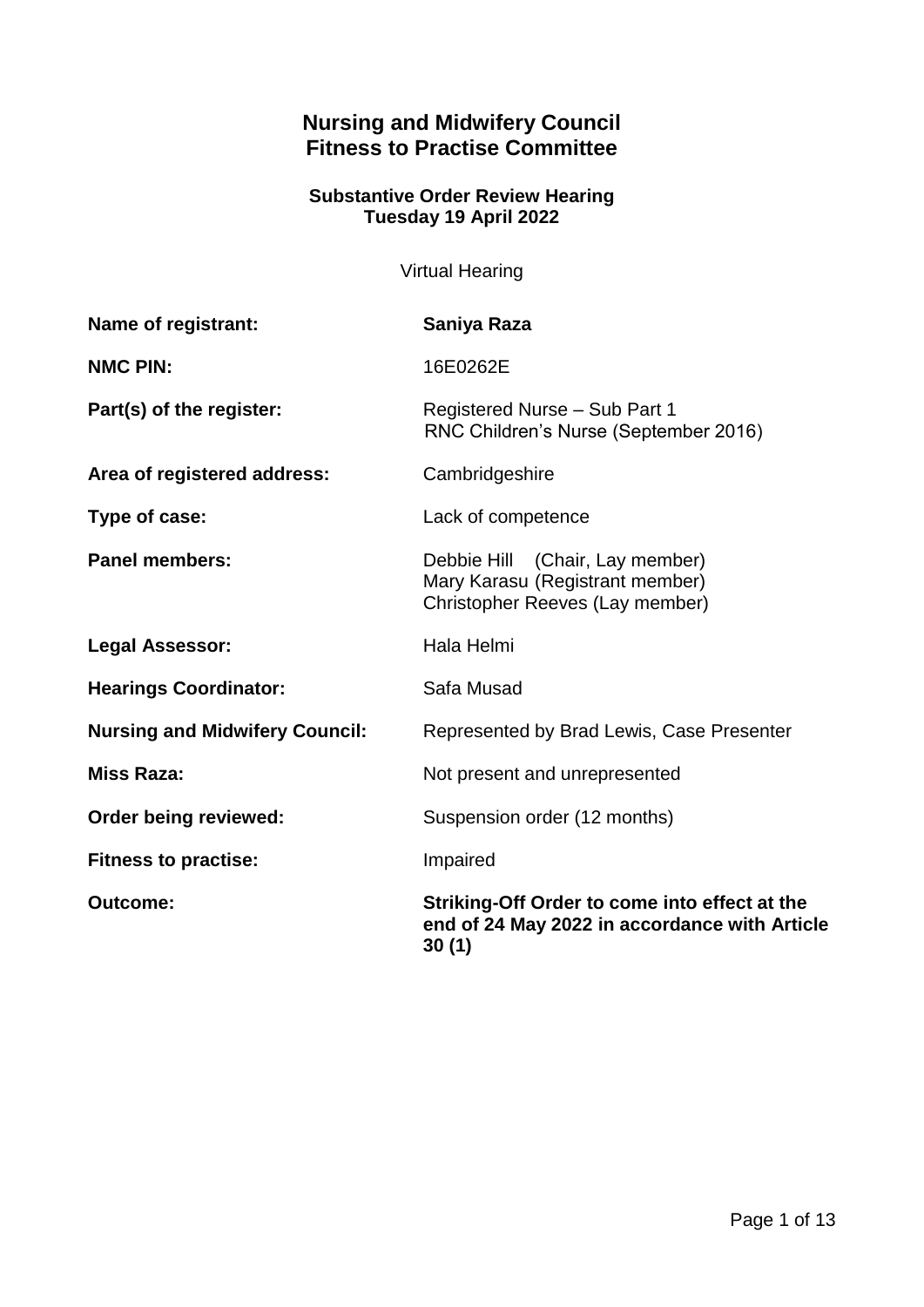# Nursing and Midwifery Council
# Fitness to Practise Committee

### Substantive Order Review Hearing
### Tuesday 19 April 2022

Virtual Hearing

| | |
|---|---|
| **Name of registrant:** | **Saniya Raza** |
| **NMC PIN:** | 16E0262E |
| **Part(s) of the register:** | Registered Nurse – Sub Part 1<br>RNC Children's Nurse (September 2016) |
| **Area of registered address:** | Cambridgeshire |
| **Type of case:** | Lack of competence |
| **Panel members:** | Debbie Hill (Chair, Lay member)<br>Mary Karasu (Registrant member)<br>Christopher Reeves (Lay member) |
| **Legal Assessor:** | Hala Helmi |
| **Hearings Coordinator:** | Safa Musad |
| **Nursing and Midwifery Council:** | Represented by Brad Lewis, Case Presenter |
| **Miss Raza:** | Not present and unrepresented |
| **Order being reviewed:** | Suspension order (12 months) |
| **Fitness to practise:** | Impaired |
| **Outcome:** | **Striking-Off Order to come into effect at the end of 24 May 2022 in accordance with Article 30 (1)** |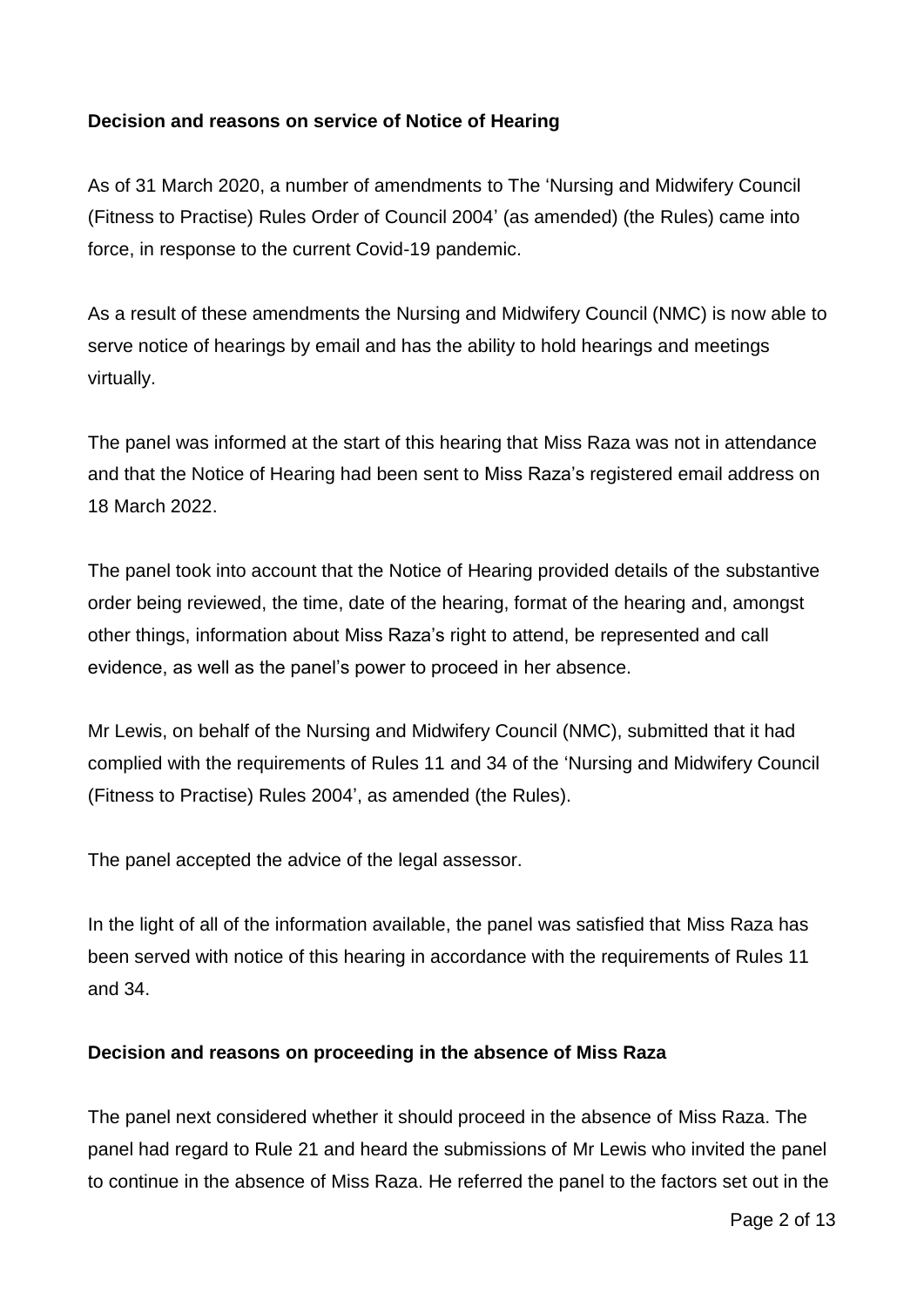**Decision and reasons on service of Notice of Hearing**

As of 31 March 2020, a number of amendments to The 'Nursing and Midwifery Council (Fitness to Practise) Rules Order of Council 2004' (as amended) (the Rules) came into force, in response to the current Covid-19 pandemic.

As a result of these amendments the Nursing and Midwifery Council (NMC) is now able to serve notice of hearings by email and has the ability to hold hearings and meetings virtually.

The panel was informed at the start of this hearing that Miss Raza was not in attendance and that the Notice of Hearing had been sent to Miss Raza's registered email address on 18 March 2022.

The panel took into account that the Notice of Hearing provided details of the substantive order being reviewed, the time, date of the hearing, format of the hearing and, amongst other things, information about Miss Raza's right to attend, be represented and call evidence, as well as the panel's power to proceed in her absence.

Mr Lewis, on behalf of the Nursing and Midwifery Council (NMC), submitted that it had complied with the requirements of Rules 11 and 34 of the 'Nursing and Midwifery Council (Fitness to Practise) Rules 2004', as amended (the Rules).

The panel accepted the advice of the legal assessor.

In the light of all of the information available, the panel was satisfied that Miss Raza has been served with notice of this hearing in accordance with the requirements of Rules 11 and 34.

**Decision and reasons on proceeding in the absence of Miss Raza**

The panel next considered whether it should proceed in the absence of Miss Raza. The panel had regard to Rule 21 and heard the submissions of Mr Lewis who invited the panel to continue in the absence of Miss Raza. He referred the panel to the factors set out in the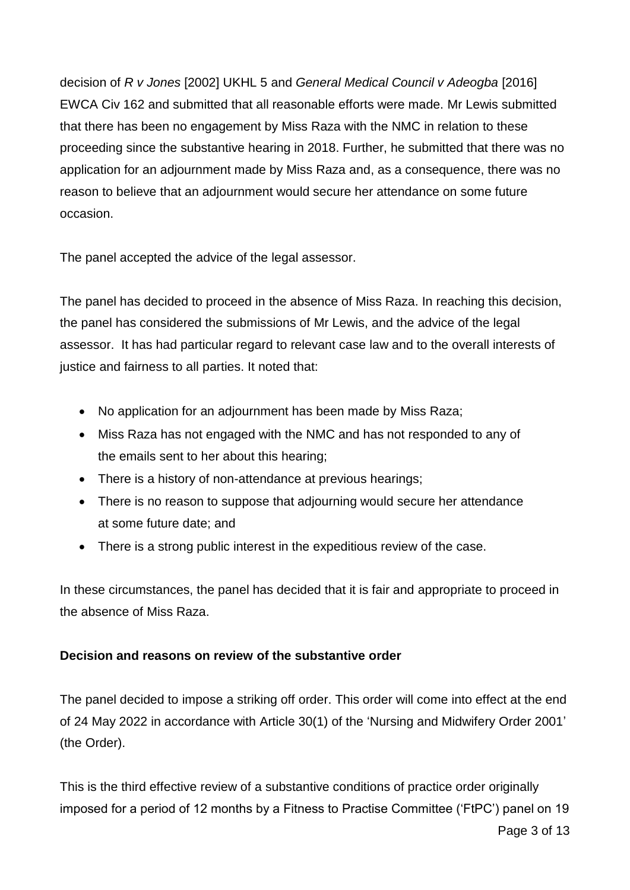decision of *R v Jones* [2002] UKHL 5 and *General Medical Council v Adeogba* [2016] EWCA Civ 162 and submitted that all reasonable efforts were made. Mr Lewis submitted that there has been no engagement by Miss Raza with the NMC in relation to these proceeding since the substantive hearing in 2018. Further, he submitted that there was no application for an adjournment made by Miss Raza and, as a consequence, there was no reason to believe that an adjournment would secure her attendance on some future occasion.

The panel accepted the advice of the legal assessor.

The panel has decided to proceed in the absence of Miss Raza. In reaching this decision, the panel has considered the submissions of Mr Lewis, and the advice of the legal assessor. It has had particular regard to relevant case law and to the overall interests of justice and fairness to all parties. It noted that:

- No application for an adjournment has been made by Miss Raza;
- Miss Raza has not engaged with the NMC and has not responded to any of the emails sent to her about this hearing;
- There is a history of non-attendance at previous hearings;
- There is no reason to suppose that adjourning would secure her attendance at some future date; and
- There is a strong public interest in the expeditious review of the case.

In these circumstances, the panel has decided that it is fair and appropriate to proceed in the absence of Miss Raza.

**Decision and reasons on review of the substantive order**

The panel decided to impose a striking off order. This order will come into effect at the end of 24 May 2022 in accordance with Article 30(1) of the 'Nursing and Midwifery Order 2001' (the Order).

This is the third effective review of a substantive conditions of practice order originally imposed for a period of 12 months by a Fitness to Practise Committee ('FtPC') panel on 19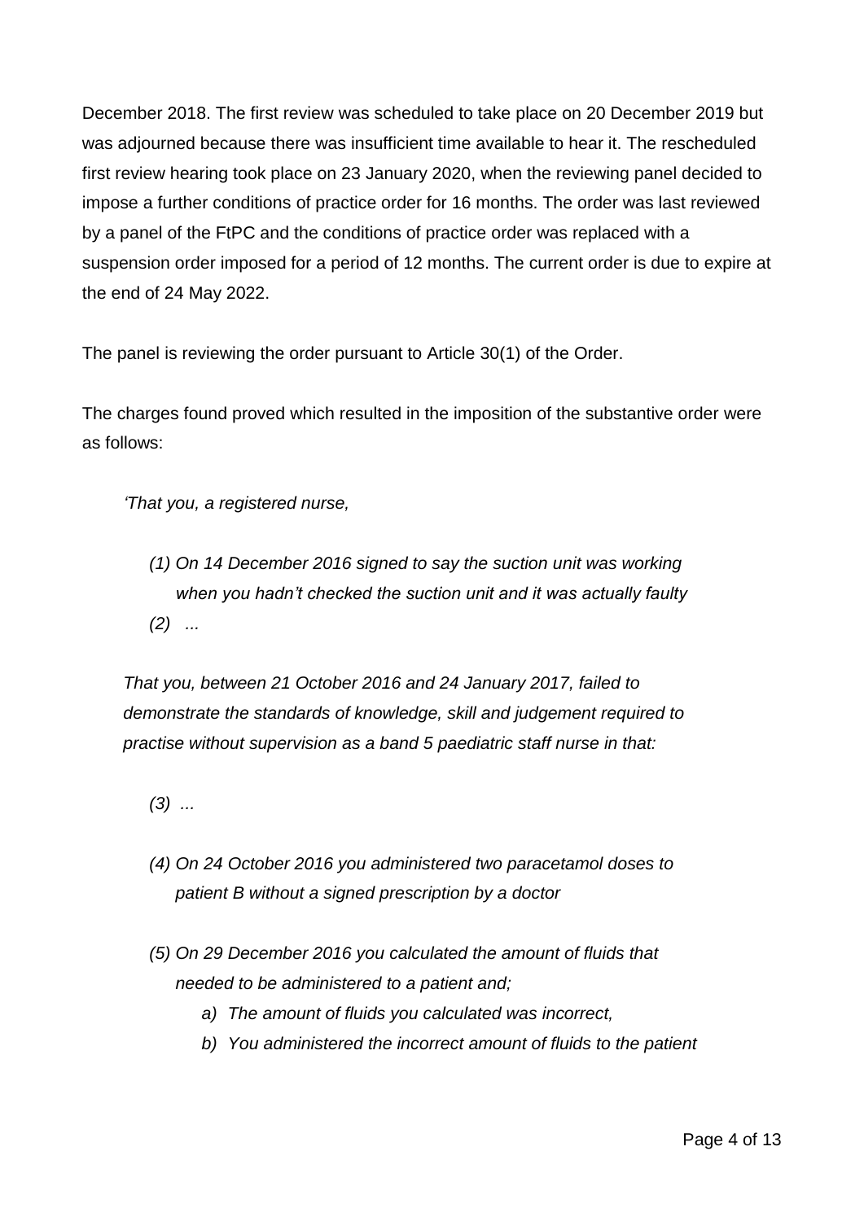December 2018. The first review was scheduled to take place on 20 December 2019 but was adjourned because there was insufficient time available to hear it. The rescheduled first review hearing took place on 23 January 2020, when the reviewing panel decided to impose a further conditions of practice order for 16 months. The order was last reviewed by a panel of the FtPC and the conditions of practice order was replaced with a suspension order imposed for a period of 12 months. The current order is due to expire at the end of 24 May 2022.

The panel is reviewing the order pursuant to Article 30(1) of the Order.

The charges found proved which resulted in the imposition of the substantive order were as follows:

*'That you, a registered nurse,*

> *(1) On 14 December 2016 signed to say the suction unit was working when you hadn't checked the suction unit and it was actually faulty*
>
> *(2) ...*

*That you, between 21 October 2016 and 24 January 2017, failed to demonstrate the standards of knowledge, skill and judgement required to practise without supervision as a band 5 paediatric staff nurse in that:*

> *(3) ...*
>
> *(4) On 24 October 2016 you administered two paracetamol doses to patient B without a signed prescription by a doctor*
>
> *(5) On 29 December 2016 you calculated the amount of fluids that needed to be administered to a patient and;*
>
> > *a) The amount of fluids you calculated was incorrect,*
> >
> > *b) You administered the incorrect amount of fluids to the patient*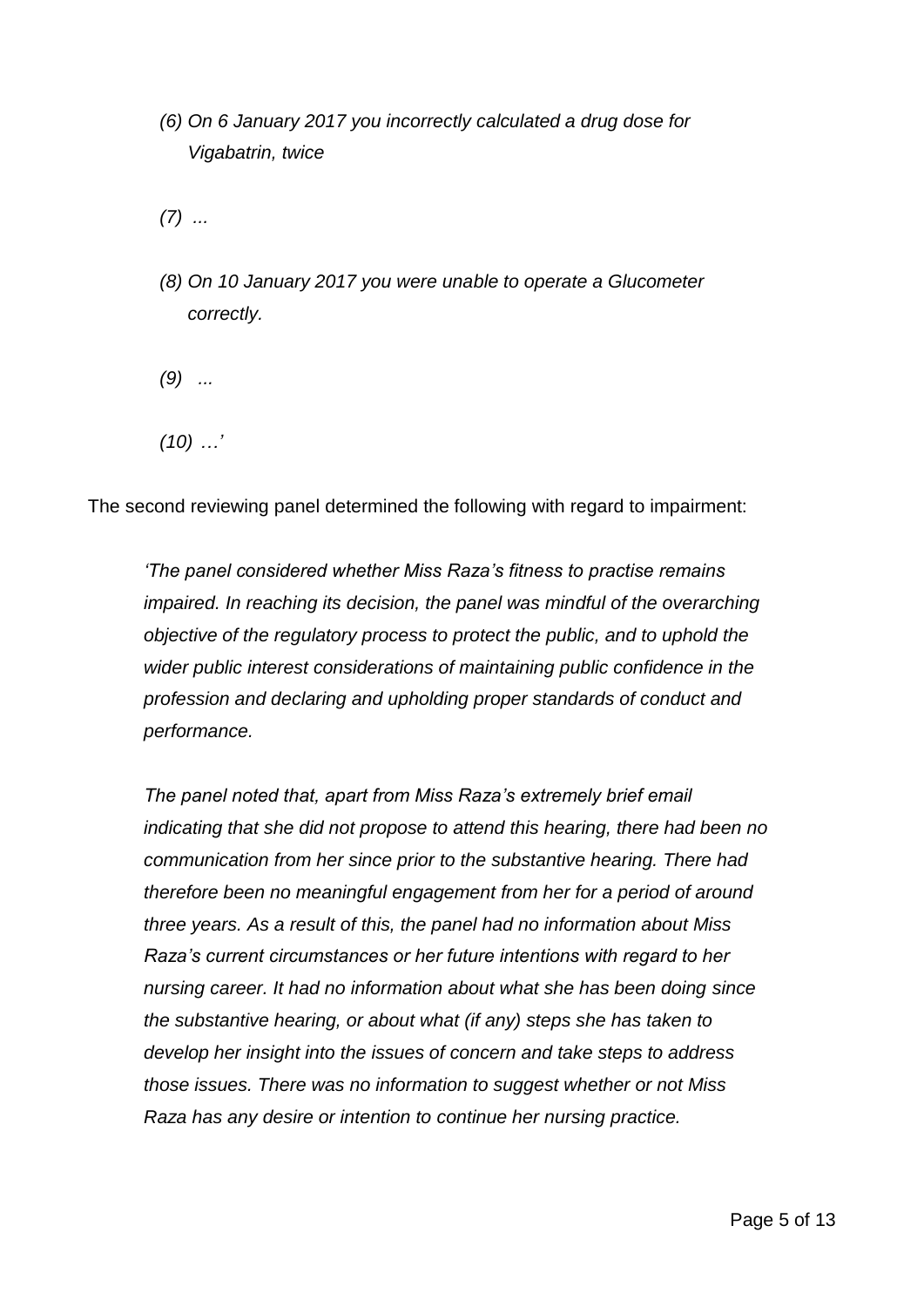*(6) On 6 January 2017 you incorrectly calculated a drug dose for Vigabatrin, twice*

*(7) ...*

*(8) On 10 January 2017 you were unable to operate a Glucometer correctly.*

*(9) ...*

*(10) …'*

The second reviewing panel determined the following with regard to impairment:

> *'The panel considered whether Miss Raza's fitness to practise remains impaired. In reaching its decision, the panel was mindful of the overarching objective of the regulatory process to protect the public, and to uphold the wider public interest considerations of maintaining public confidence in the profession and declaring and upholding proper standards of conduct and performance.*
>
> *The panel noted that, apart from Miss Raza's extremely brief email indicating that she did not propose to attend this hearing, there had been no communication from her since prior to the substantive hearing. There had therefore been no meaningful engagement from her for a period of around three years. As a result of this, the panel had no information about Miss Raza's current circumstances or her future intentions with regard to her nursing career. It had no information about what she has been doing since the substantive hearing, or about what (if any) steps she has taken to develop her insight into the issues of concern and take steps to address those issues. There was no information to suggest whether or not Miss Raza has any desire or intention to continue her nursing practice.*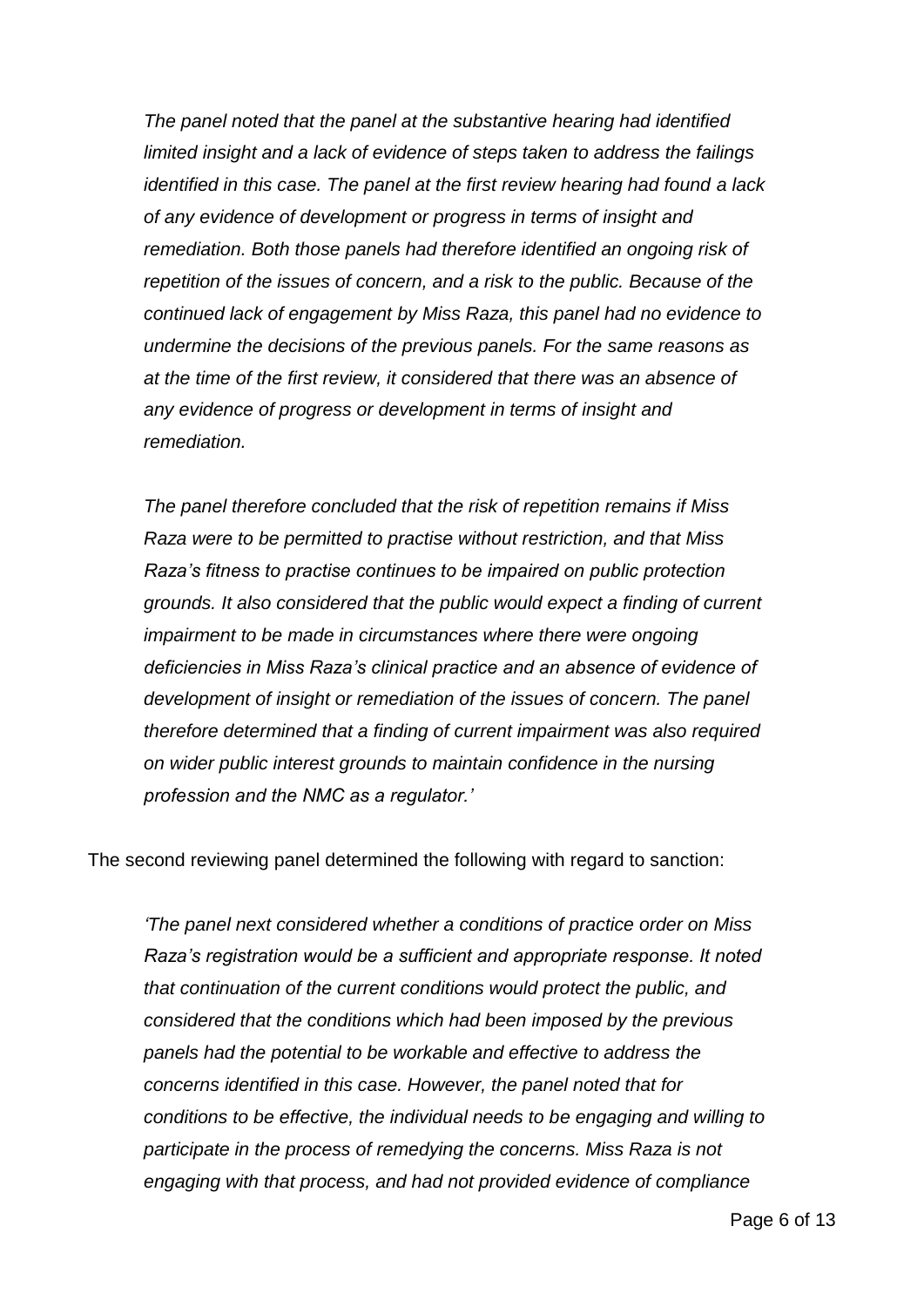*The panel noted that the panel at the substantive hearing had identified limited insight and a lack of evidence of steps taken to address the failings identified in this case. The panel at the first review hearing had found a lack of any evidence of development or progress in terms of insight and remediation. Both those panels had therefore identified an ongoing risk of repetition of the issues of concern, and a risk to the public. Because of the continued lack of engagement by Miss Raza, this panel had no evidence to undermine the decisions of the previous panels. For the same reasons as at the time of the first review, it considered that there was an absence of any evidence of progress or development in terms of insight and remediation.*

*The panel therefore concluded that the risk of repetition remains if Miss Raza were to be permitted to practise without restriction, and that Miss Raza's fitness to practise continues to be impaired on public protection grounds. It also considered that the public would expect a finding of current impairment to be made in circumstances where there were ongoing deficiencies in Miss Raza's clinical practice and an absence of evidence of development of insight or remediation of the issues of concern. The panel therefore determined that a finding of current impairment was also required on wider public interest grounds to maintain confidence in the nursing profession and the NMC as a regulator.'*

The second reviewing panel determined the following with regard to sanction:

*'The panel next considered whether a conditions of practice order on Miss Raza's registration would be a sufficient and appropriate response. It noted that continuation of the current conditions would protect the public, and considered that the conditions which had been imposed by the previous panels had the potential to be workable and effective to address the concerns identified in this case. However, the panel noted that for conditions to be effective, the individual needs to be engaging and willing to participate in the process of remedying the concerns. Miss Raza is not engaging with that process, and had not provided evidence of compliance*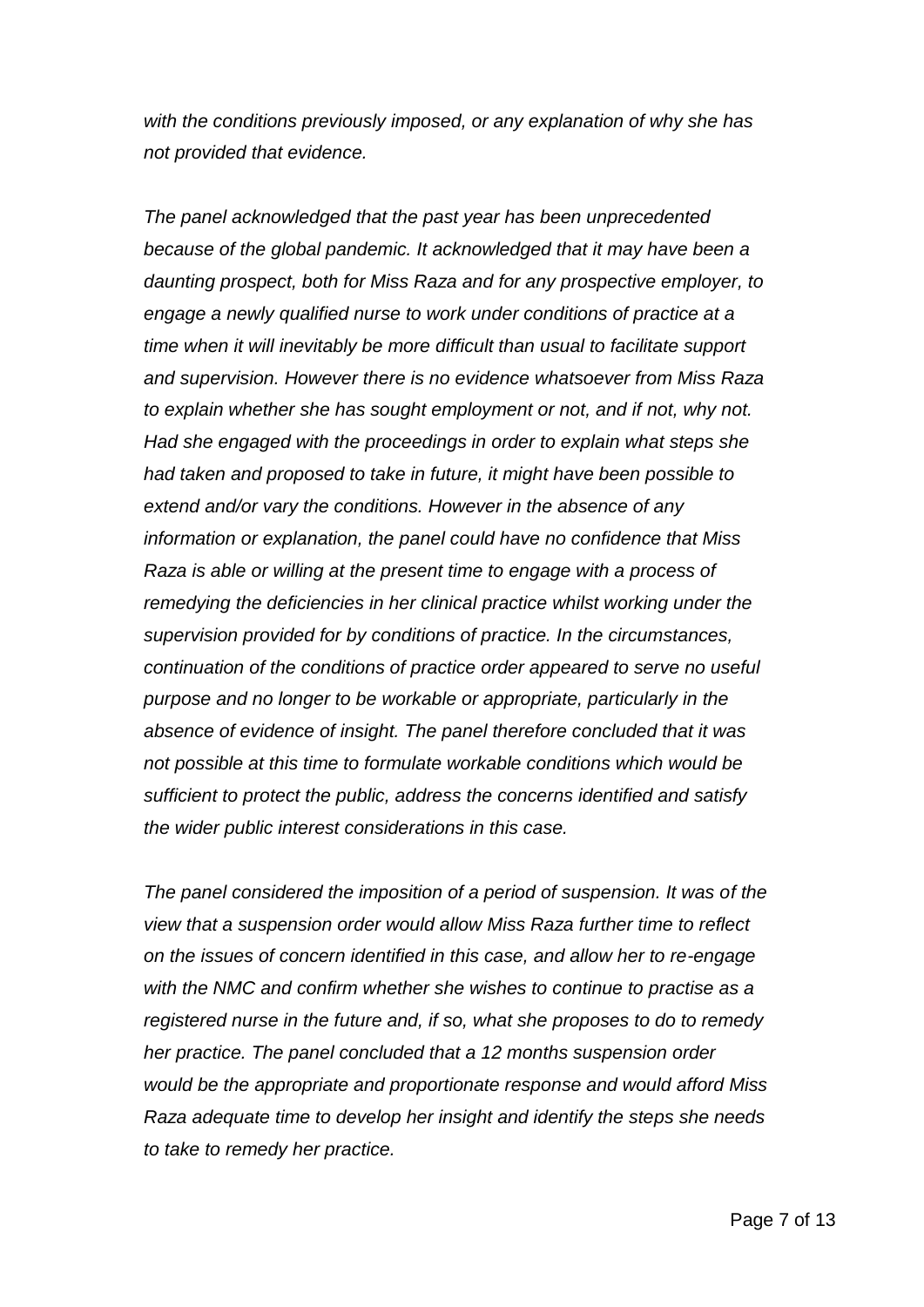*with the conditions previously imposed, or any explanation of why she has not provided that evidence.*

*The panel acknowledged that the past year has been unprecedented because of the global pandemic. It acknowledged that it may have been a daunting prospect, both for Miss Raza and for any prospective employer, to engage a newly qualified nurse to work under conditions of practice at a time when it will inevitably be more difficult than usual to facilitate support and supervision. However there is no evidence whatsoever from Miss Raza to explain whether she has sought employment or not, and if not, why not. Had she engaged with the proceedings in order to explain what steps she had taken and proposed to take in future, it might have been possible to extend and/or vary the conditions. However in the absence of any information or explanation, the panel could have no confidence that Miss Raza is able or willing at the present time to engage with a process of remedying the deficiencies in her clinical practice whilst working under the supervision provided for by conditions of practice. In the circumstances, continuation of the conditions of practice order appeared to serve no useful purpose and no longer to be workable or appropriate, particularly in the absence of evidence of insight. The panel therefore concluded that it was not possible at this time to formulate workable conditions which would be sufficient to protect the public, address the concerns identified and satisfy the wider public interest considerations in this case.*

*The panel considered the imposition of a period of suspension. It was of the view that a suspension order would allow Miss Raza further time to reflect on the issues of concern identified in this case, and allow her to re-engage with the NMC and confirm whether she wishes to continue to practise as a registered nurse in the future and, if so, what she proposes to do to remedy her practice. The panel concluded that a 12 months suspension order would be the appropriate and proportionate response and would afford Miss Raza adequate time to develop her insight and identify the steps she needs to take to remedy her practice.*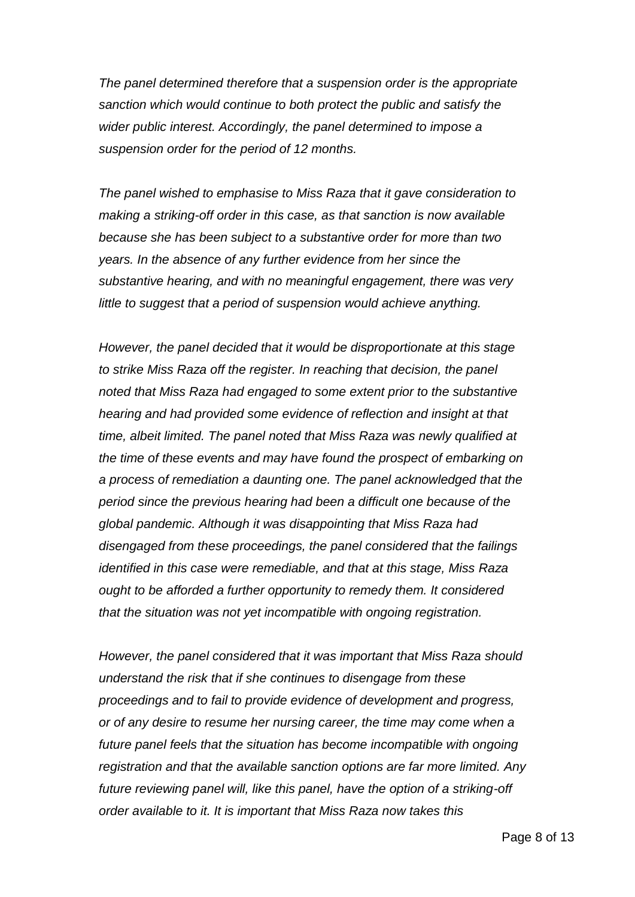*The panel determined therefore that a suspension order is the appropriate sanction which would continue to both protect the public and satisfy the wider public interest. Accordingly, the panel determined to impose a suspension order for the period of 12 months.*

*The panel wished to emphasise to Miss Raza that it gave consideration to making a striking-off order in this case, as that sanction is now available because she has been subject to a substantive order for more than two years. In the absence of any further evidence from her since the substantive hearing, and with no meaningful engagement, there was very little to suggest that a period of suspension would achieve anything.*

*However, the panel decided that it would be disproportionate at this stage to strike Miss Raza off the register. In reaching that decision, the panel noted that Miss Raza had engaged to some extent prior to the substantive hearing and had provided some evidence of reflection and insight at that time, albeit limited. The panel noted that Miss Raza was newly qualified at the time of these events and may have found the prospect of embarking on a process of remediation a daunting one. The panel acknowledged that the period since the previous hearing had been a difficult one because of the global pandemic. Although it was disappointing that Miss Raza had disengaged from these proceedings, the panel considered that the failings identified in this case were remediable, and that at this stage, Miss Raza ought to be afforded a further opportunity to remedy them. It considered that the situation was not yet incompatible with ongoing registration.*

*However, the panel considered that it was important that Miss Raza should understand the risk that if she continues to disengage from these proceedings and to fail to provide evidence of development and progress, or of any desire to resume her nursing career, the time may come when a future panel feels that the situation has become incompatible with ongoing registration and that the available sanction options are far more limited. Any future reviewing panel will, like this panel, have the option of a striking-off order available to it. It is important that Miss Raza now takes this*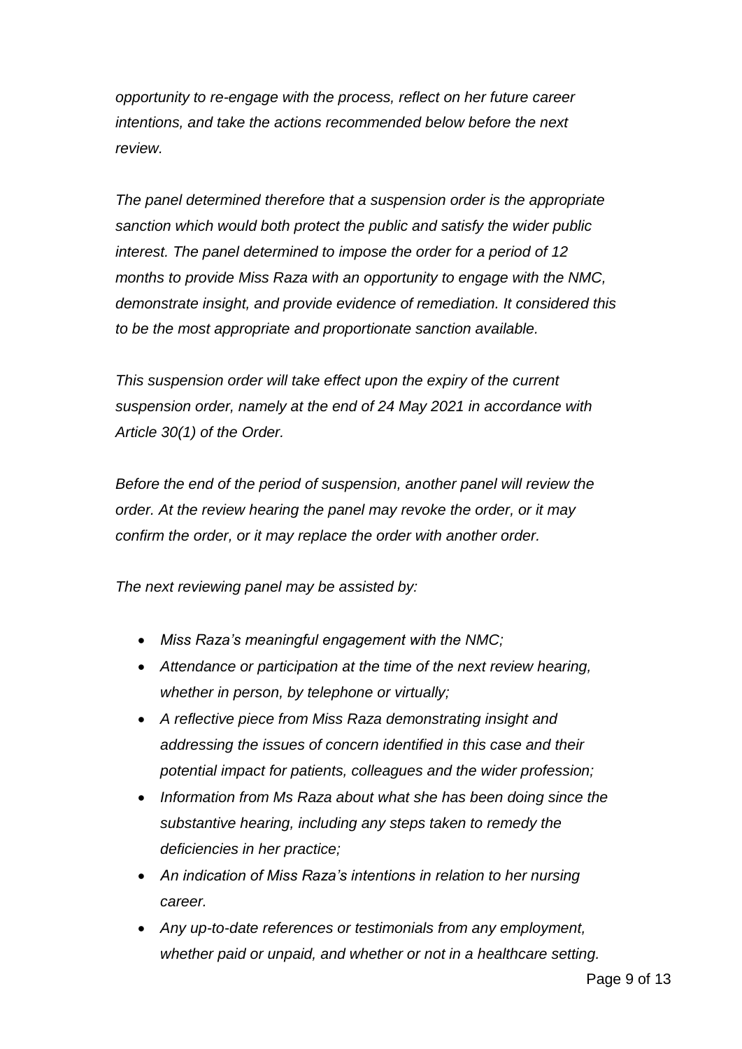*opportunity to re-engage with the process, reflect on her future career intentions, and take the actions recommended below before the next review.*

*The panel determined therefore that a suspension order is the appropriate sanction which would both protect the public and satisfy the wider public interest. The panel determined to impose the order for a period of 12 months to provide Miss Raza with an opportunity to engage with the NMC, demonstrate insight, and provide evidence of remediation. It considered this to be the most appropriate and proportionate sanction available.*

*This suspension order will take effect upon the expiry of the current suspension order, namely at the end of 24 May 2021 in accordance with Article 30(1) of the Order.*

*Before the end of the period of suspension, another panel will review the order. At the review hearing the panel may revoke the order, or it may confirm the order, or it may replace the order with another order.*

*The next reviewing panel may be assisted by:*

- *Miss Raza's meaningful engagement with the NMC;*
- *Attendance or participation at the time of the next review hearing, whether in person, by telephone or virtually;*
- *A reflective piece from Miss Raza demonstrating insight and addressing the issues of concern identified in this case and their potential impact for patients, colleagues and the wider profession;*
- *Information from Ms Raza about what she has been doing since the substantive hearing, including any steps taken to remedy the deficiencies in her practice;*
- *An indication of Miss Raza's intentions in relation to her nursing career.*
- *Any up-to-date references or testimonials from any employment, whether paid or unpaid, and whether or not in a healthcare setting.*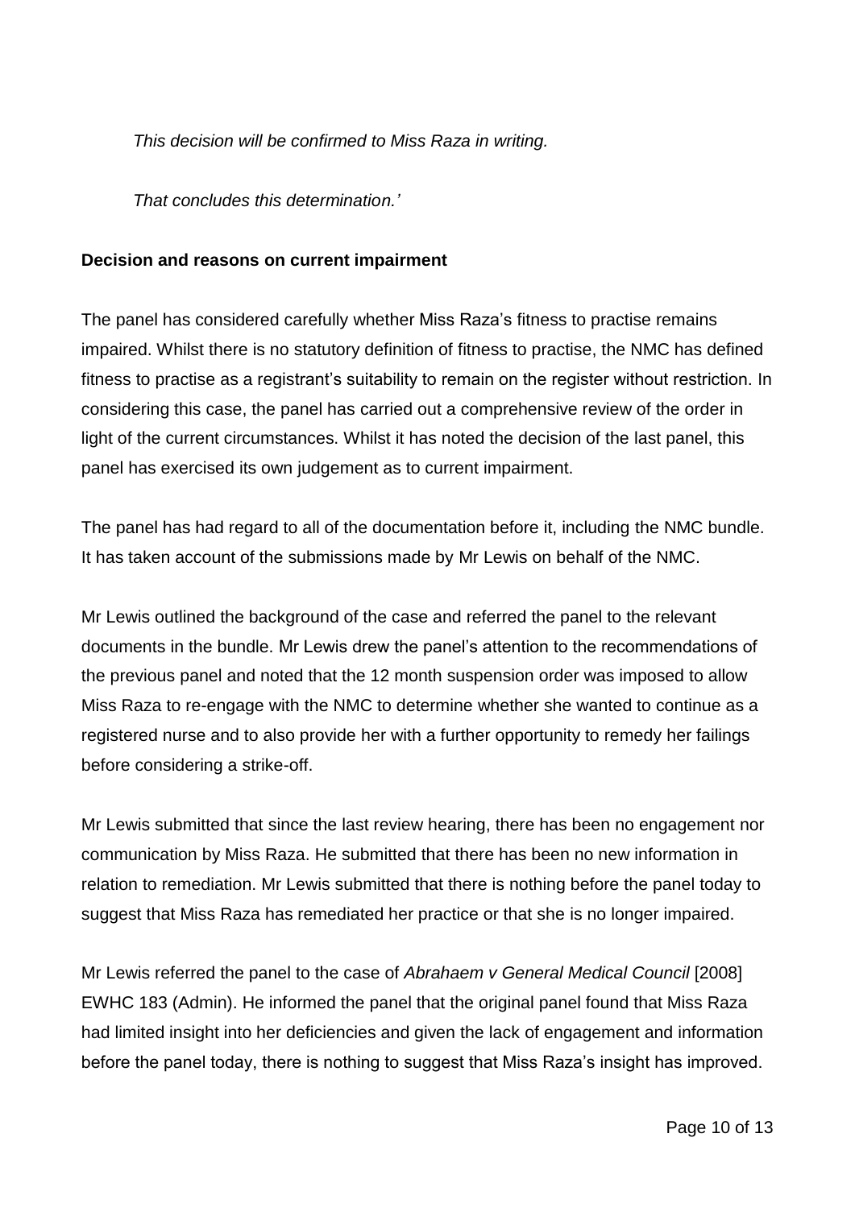*This decision will be confirmed to Miss Raza in writing.*

*That concludes this determination.'*

**Decision and reasons on current impairment**

The panel has considered carefully whether Miss Raza's fitness to practise remains impaired. Whilst there is no statutory definition of fitness to practise, the NMC has defined fitness to practise as a registrant's suitability to remain on the register without restriction. In considering this case, the panel has carried out a comprehensive review of the order in light of the current circumstances. Whilst it has noted the decision of the last panel, this panel has exercised its own judgement as to current impairment.

The panel has had regard to all of the documentation before it, including the NMC bundle. It has taken account of the submissions made by Mr Lewis on behalf of the NMC.

Mr Lewis outlined the background of the case and referred the panel to the relevant documents in the bundle. Mr Lewis drew the panel's attention to the recommendations of the previous panel and noted that the 12 month suspension order was imposed to allow Miss Raza to re-engage with the NMC to determine whether she wanted to continue as a registered nurse and to also provide her with a further opportunity to remedy her failings before considering a strike-off.

Mr Lewis submitted that since the last review hearing, there has been no engagement nor communication by Miss Raza. He submitted that there has been no new information in relation to remediation. Mr Lewis submitted that there is nothing before the panel today to suggest that Miss Raza has remediated her practice or that she is no longer impaired.

Mr Lewis referred the panel to the case of *Abrahaem v General Medical Council* [2008] EWHC 183 (Admin). He informed the panel that the original panel found that Miss Raza had limited insight into her deficiencies and given the lack of engagement and information before the panel today, there is nothing to suggest that Miss Raza's insight has improved.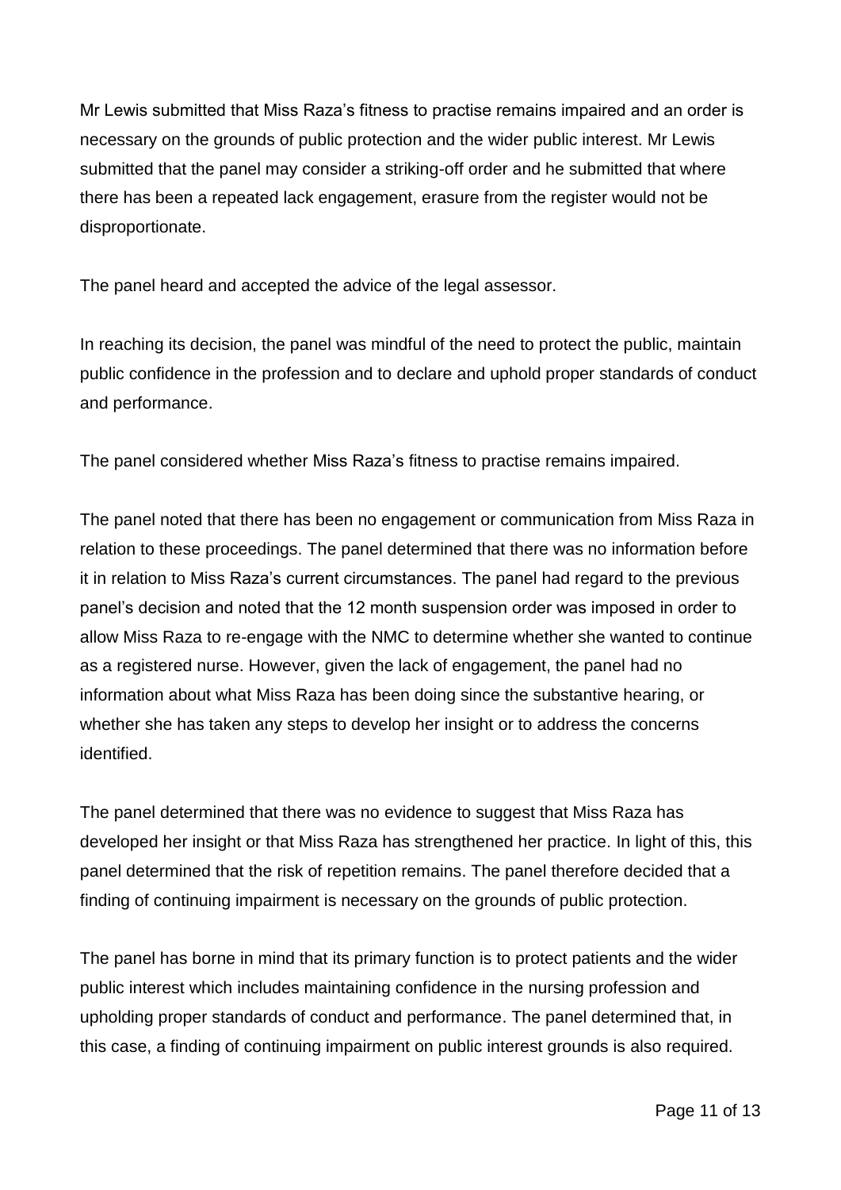Mr Lewis submitted that Miss Raza's fitness to practise remains impaired and an order is necessary on the grounds of public protection and the wider public interest. Mr Lewis submitted that the panel may consider a striking-off order and he submitted that where there has been a repeated lack engagement, erasure from the register would not be disproportionate.

The panel heard and accepted the advice of the legal assessor.

In reaching its decision, the panel was mindful of the need to protect the public, maintain public confidence in the profession and to declare and uphold proper standards of conduct and performance.

The panel considered whether Miss Raza's fitness to practise remains impaired.

The panel noted that there has been no engagement or communication from Miss Raza in relation to these proceedings. The panel determined that there was no information before it in relation to Miss Raza's current circumstances. The panel had regard to the previous panel's decision and noted that the 12 month suspension order was imposed in order to allow Miss Raza to re-engage with the NMC to determine whether she wanted to continue as a registered nurse. However, given the lack of engagement, the panel had no information about what Miss Raza has been doing since the substantive hearing, or whether she has taken any steps to develop her insight or to address the concerns identified.

The panel determined that there was no evidence to suggest that Miss Raza has developed her insight or that Miss Raza has strengthened her practice. In light of this, this panel determined that the risk of repetition remains. The panel therefore decided that a finding of continuing impairment is necessary on the grounds of public protection.

The panel has borne in mind that its primary function is to protect patients and the wider public interest which includes maintaining confidence in the nursing profession and upholding proper standards of conduct and performance. The panel determined that, in this case, a finding of continuing impairment on public interest grounds is also required.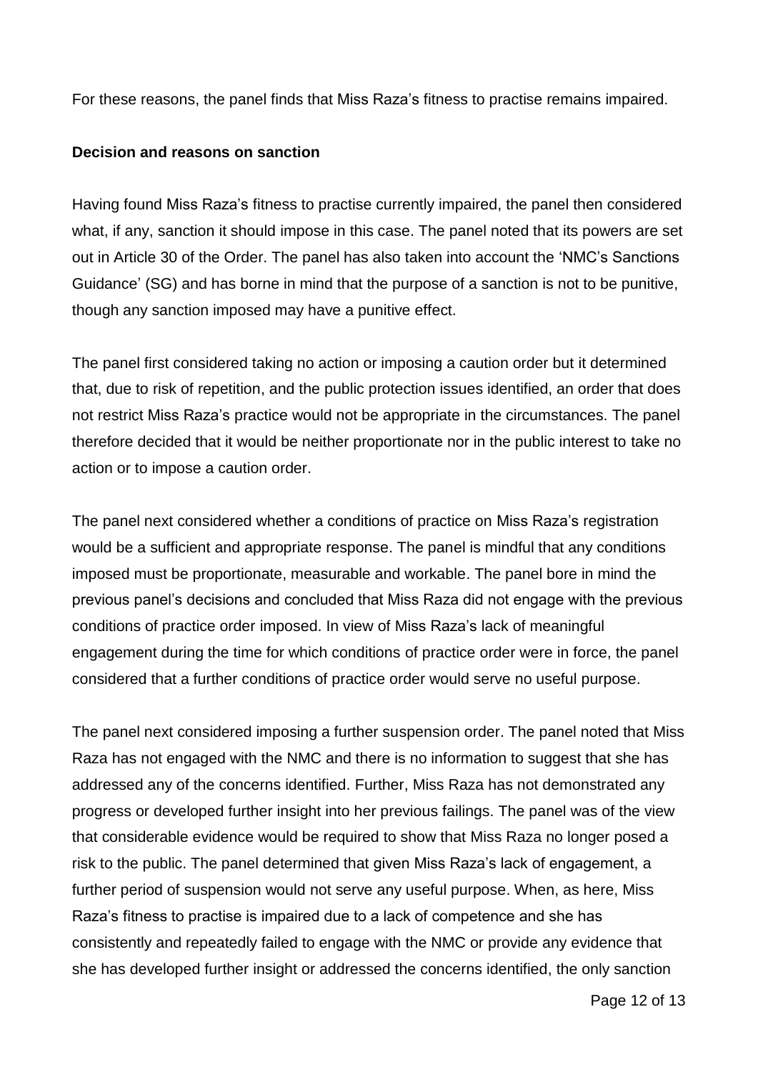For these reasons, the panel finds that Miss Raza's fitness to practise remains impaired.

**Decision and reasons on sanction**

Having found Miss Raza's fitness to practise currently impaired, the panel then considered what, if any, sanction it should impose in this case. The panel noted that its powers are set out in Article 30 of the Order. The panel has also taken into account the 'NMC's Sanctions Guidance' (SG) and has borne in mind that the purpose of a sanction is not to be punitive, though any sanction imposed may have a punitive effect.

The panel first considered taking no action or imposing a caution order but it determined that, due to risk of repetition, and the public protection issues identified, an order that does not restrict Miss Raza's practice would not be appropriate in the circumstances. The panel therefore decided that it would be neither proportionate nor in the public interest to take no action or to impose a caution order.

The panel next considered whether a conditions of practice on Miss Raza's registration would be a sufficient and appropriate response. The panel is mindful that any conditions imposed must be proportionate, measurable and workable. The panel bore in mind the previous panel's decisions and concluded that Miss Raza did not engage with the previous conditions of practice order imposed. In view of Miss Raza's lack of meaningful engagement during the time for which conditions of practice order were in force, the panel considered that a further conditions of practice order would serve no useful purpose.

The panel next considered imposing a further suspension order. The panel noted that Miss Raza has not engaged with the NMC and there is no information to suggest that she has addressed any of the concerns identified. Further, Miss Raza has not demonstrated any progress or developed further insight into her previous failings. The panel was of the view that considerable evidence would be required to show that Miss Raza no longer posed a risk to the public. The panel determined that given Miss Raza's lack of engagement, a further period of suspension would not serve any useful purpose. When, as here, Miss Raza's fitness to practise is impaired due to a lack of competence and she has consistently and repeatedly failed to engage with the NMC or provide any evidence that she has developed further insight or addressed the concerns identified, the only sanction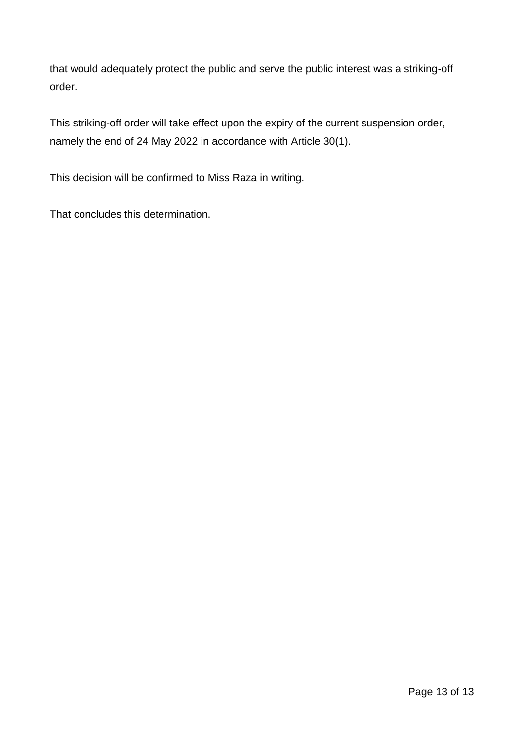that would adequately protect the public and serve the public interest was a striking-off order.

This striking-off order will take effect upon the expiry of the current suspension order, namely the end of 24 May 2022 in accordance with Article 30(1).

This decision will be confirmed to Miss Raza in writing.

That concludes this determination.